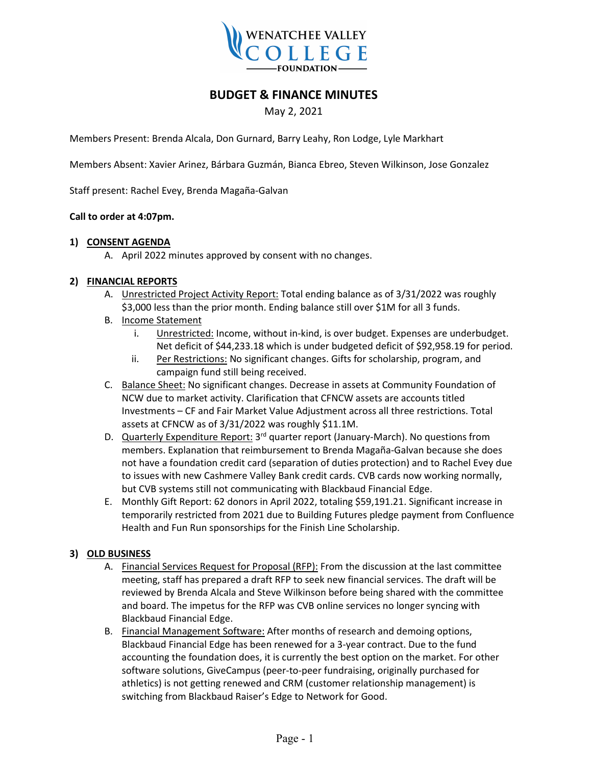WENATCHEE VALLEY COLLEGE FOUNDATION

# BUDGET & FINANCE MINUTES

May 2, 2021

Members Present: Brenda Alcala, Don Gurnard, Barry Leahy, Ron Lodge, Lyle Markhart

Members Absent: Xavier Arinez, Bárbara Guzmán, Bianca Ebreo, Steven Wilkinson, Jose Gonzalez

Staff present: Rachel Evey, Brenda Magaña-Galvan

**Call to order at 4:07pm.**

**1) CONSENT AGENDA**

A. April 2022 minutes approved by consent with no changes.

**2) FINANCIAL REPORTS**

A. Unrestricted Project Activity Report: Total ending balance as of 3/31/2022 was roughly $3,000 less than the prior month. Ending balance still over $1M for all 3 funds.

B. Income Statement

i. Unrestricted: Income, without in-kind, is over budget. Expenses are underbudget. Net deficit of $44,233.18 which is under budgeted deficit of $92,958.19 for period.

ii. Per Restrictions: No significant changes. Gifts for scholarship, program, and campaign fund still being received.

C. Balance Sheet: No significant changes. Decrease in assets at Community Foundation of NCW due to market activity. Clarification that CFNCW assets are accounts titled Investments – CF and Fair Market Value Adjustment across all three restrictions. Total assets at CFNCW as of 3/31/2022 was roughly $11.1M.

D. Quarterly Expenditure Report: 3rd quarter report (January-March). No questions from members. Explanation that reimbursement to Brenda Magaña-Galvan because she does not have a foundation credit card (separation of duties protection) and to Rachel Evey due to issues with new Cashmere Valley Bank credit cards. CVB cards now working normally, but CVB systems still not communicating with Blackbaud Financial Edge.

E. Monthly Gift Report: 62 donors in April 2022, totaling $59,191.21. Significant increase in temporarily restricted from 2021 due to Building Futures pledge payment from Confluence Health and Fun Run sponsorships for the Finish Line Scholarship.

**3) OLD BUSINESS**

A. Financial Services Request for Proposal (RFP): From the discussion at the last committee meeting, staff has prepared a draft RFP to seek new financial services. The draft will be reviewed by Brenda Alcala and Steve Wilkinson before being shared with the committee and board. The impetus for the RFP was CVB online services no longer syncing with Blackbaud Financial Edge.

B. Financial Management Software: After months of research and demoing options, Blackbaud Financial Edge has been renewed for a 3-year contract. Due to the fund accounting the foundation does, it is currently the best option on the market. For other software solutions, GiveCampus (peer-to-peer fundraising, originally purchased for athletics) is not getting renewed and CRM (customer relationship management) is switching from Blackbaud Raiser's Edge to Network for Good.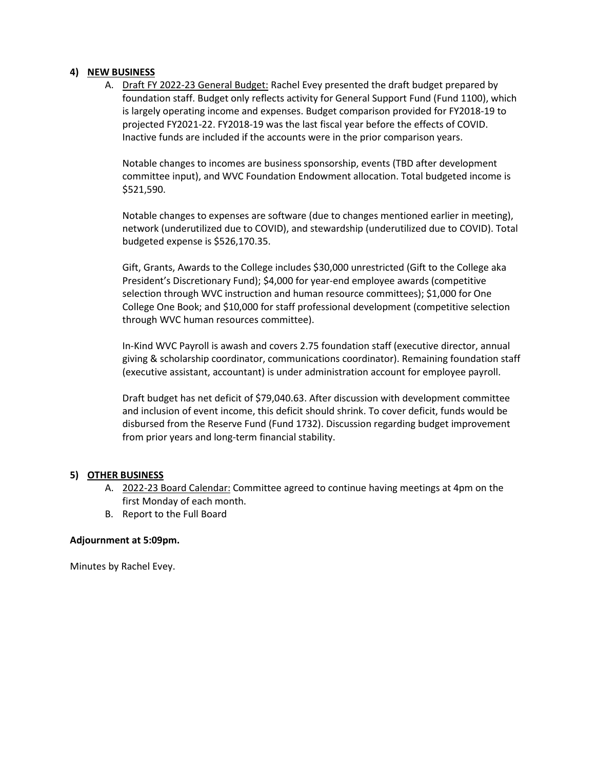**4) <u>NEW BUSINESS</u>**

A. <u>Draft FY 2022-23 General Budget:</u> Rachel Evey presented the draft budget prepared by foundation staff. Budget only reflects activity for General Support Fund (Fund 1100), which is largely operating income and expenses. Budget comparison provided for FY2018-19 to projected FY2021-22. FY2018-19 was the last fiscal year before the effects of COVID. Inactive funds are included if the accounts were in the prior comparison years.

   Notable changes to incomes are business sponsorship, events (TBD after development committee input), and WVC Foundation Endowment allocation. Total budgeted income is $521,590.

   Notable changes to expenses are software (due to changes mentioned earlier in meeting), network (underutilized due to COVID), and stewardship (underutilized due to COVID). Total budgeted expense is $526,170.35.

   Gift, Grants, Awards to the College includes $30,000 unrestricted (Gift to the College aka President's Discretionary Fund); $4,000 for year-end employee awards (competitive selection through WVC instruction and human resource committees); $1,000 for One College One Book; and $10,000 for staff professional development (competitive selection through WVC human resources committee).

   In-Kind WVC Payroll is awash and covers 2.75 foundation staff (executive director, annual giving & scholarship coordinator, communications coordinator). Remaining foundation staff (executive assistant, accountant) is under administration account for employee payroll.

   Draft budget has net deficit of $79,040.63. After discussion with development committee and inclusion of event income, this deficit should shrink. To cover deficit, funds would be disbursed from the Reserve Fund (Fund 1732). Discussion regarding budget improvement from prior years and long-term financial stability.

**5) <u>OTHER BUSINESS</u>**

A. <u>2022-23 Board Calendar:</u> Committee agreed to continue having meetings at 4pm on the first Monday of each month.

B. Report to the Full Board

**Adjournment at 5:09pm.**

Minutes by Rachel Evey.